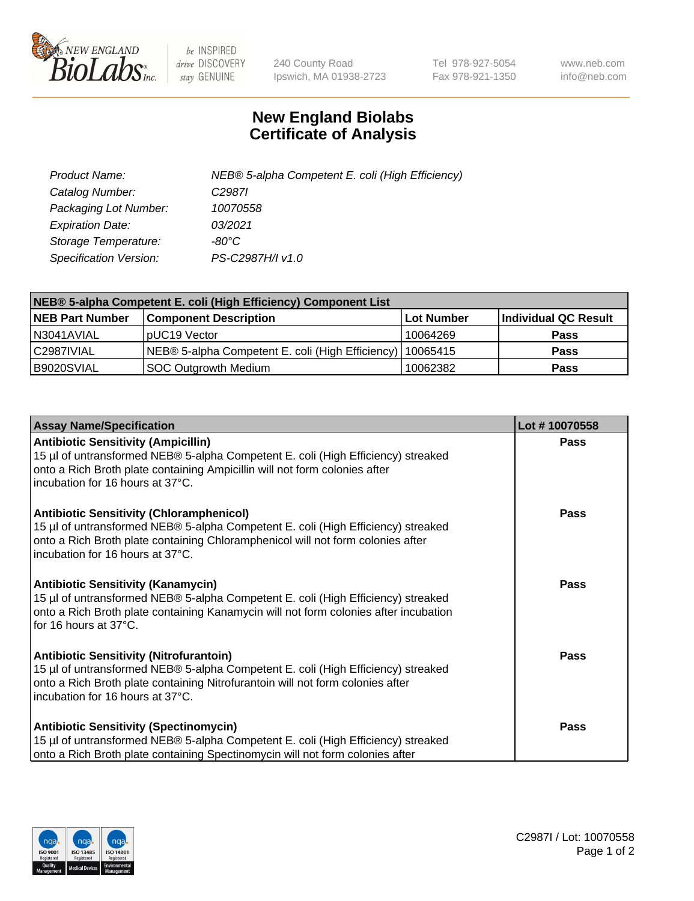240 County Road
Ipswich, MA 01938-2723

Tel 978-927-5054
Fax 978-921-1350

www.neb.com
info@neb.com

# New England Biolabs
# Certificate of Analysis

| | |
|---|---|
| *Product Name:* | *NEB® 5-alpha Competent E. coli (High Efficiency)* |
| *Catalog Number:* | *C2987I* |
| *Packaging Lot Number:* | *10070558* |
| *Expiration Date:* | *03/2021* |
| *Storage Temperature:* | *-80°C* |
| *Specification Version:* | *PS-C2987H/I v1.0* |

| NEB® 5-alpha Competent E. coli (High Efficiency) Component List | | | |
|---|---|---|---|
| **NEB Part Number** | **Component Description** | **Lot Number** | **Individual QC Result** |
| N3041AVIAL | pUC19 Vector | 10064269 | **Pass** |
| C2987IVIAL | NEB® 5-alpha Competent E. coli (High Efficiency) | 10065415 | **Pass** |
| B9020SVIAL | SOC Outgrowth Medium | 10062382 | **Pass** |

| Assay Name/Specification | Lot # 10070558 |
|---|---|
| **Antibiotic Sensitivity (Ampicillin)**<br>15 µl of untransformed NEB® 5-alpha Competent E. coli (High Efficiency) streaked onto a Rich Broth plate containing Ampicillin will not form colonies after incubation for 16 hours at 37°C. | **Pass** |
| **Antibiotic Sensitivity (Chloramphenicol)**<br>15 µl of untransformed NEB® 5-alpha Competent E. coli (High Efficiency) streaked onto a Rich Broth plate containing Chloramphenicol will not form colonies after incubation for 16 hours at 37°C. | **Pass** |
| **Antibiotic Sensitivity (Kanamycin)**<br>15 µl of untransformed NEB® 5-alpha Competent E. coli (High Efficiency) streaked onto a Rich Broth plate containing Kanamycin will not form colonies after incubation for 16 hours at 37°C. | **Pass** |
| **Antibiotic Sensitivity (Nitrofurantoin)**<br>15 µl of untransformed NEB® 5-alpha Competent E. coli (High Efficiency) streaked onto a Rich Broth plate containing Nitrofurantoin will not form colonies after incubation for 16 hours at 37°C. | **Pass** |
| **Antibiotic Sensitivity (Spectinomycin)**<br>15 µl of untransformed NEB® 5-alpha Competent E. coli (High Efficiency) streaked onto a Rich Broth plate containing Spectinomycin will not form colonies after | **Pass** |

C2987I / Lot: 10070558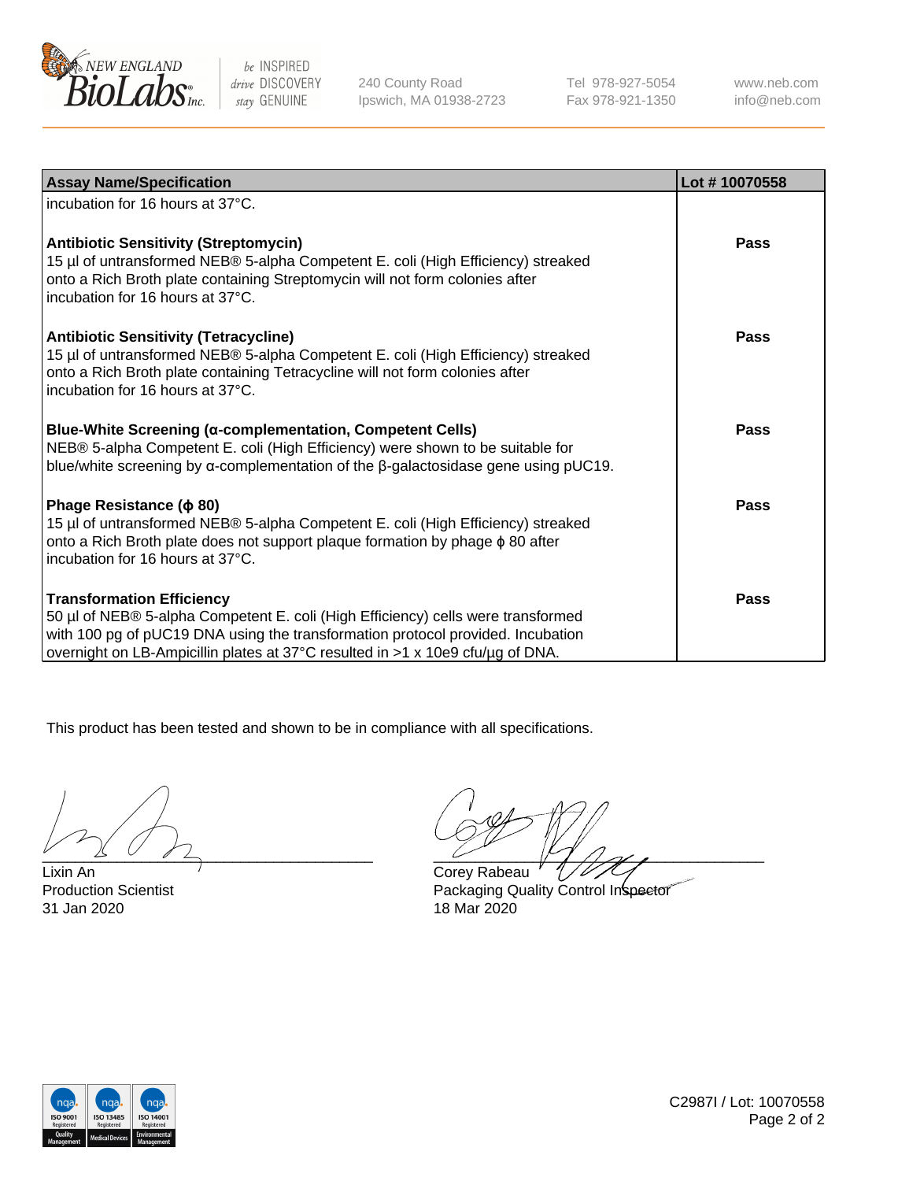| Assay Name/Specification | Lot # 10070558 |
|---|---|
| incubation for 16 hours at 37°C. | |
| **Antibiotic Sensitivity (Streptomycin)**<br>15 µl of untransformed NEB® 5-alpha Competent E. coli (High Efficiency) streaked onto a Rich Broth plate containing Streptomycin will not form colonies after incubation for 16 hours at 37°C. | **Pass** |
| **Antibiotic Sensitivity (Tetracycline)**<br>15 µl of untransformed NEB® 5-alpha Competent E. coli (High Efficiency) streaked onto a Rich Broth plate containing Tetracycline will not form colonies after incubation for 16 hours at 37°C. | **Pass** |
| **Blue-White Screening (α-complementation, Competent Cells)**<br>NEB® 5-alpha Competent E. coli (High Efficiency) were shown to be suitable for blue/white screening by α-complementation of the β-galactosidase gene using pUC19. | **Pass** |
| **Phage Resistance (ϕ 80)**<br>15 µl of untransformed NEB® 5-alpha Competent E. coli (High Efficiency) streaked onto a Rich Broth plate does not support plaque formation by phage ϕ 80 after incubation for 16 hours at 37°C. | **Pass** |
| **Transformation Efficiency**<br>50 µl of NEB® 5-alpha Competent E. coli (High Efficiency) cells were transformed with 100 pg of pUC19 DNA using the transformation protocol provided. Incubation overnight on LB-Ampicillin plates at 37°C resulted in >1 x 10e9 cfu/µg of DNA. | **Pass** |

This product has been tested and shown to be in compliance with all specifications.

Lixin An
Production Scientist
31 Jan 2020

Corey Rabeau
Packaging Quality Control Inspector
18 Mar 2020

C2987I / Lot: 10070558